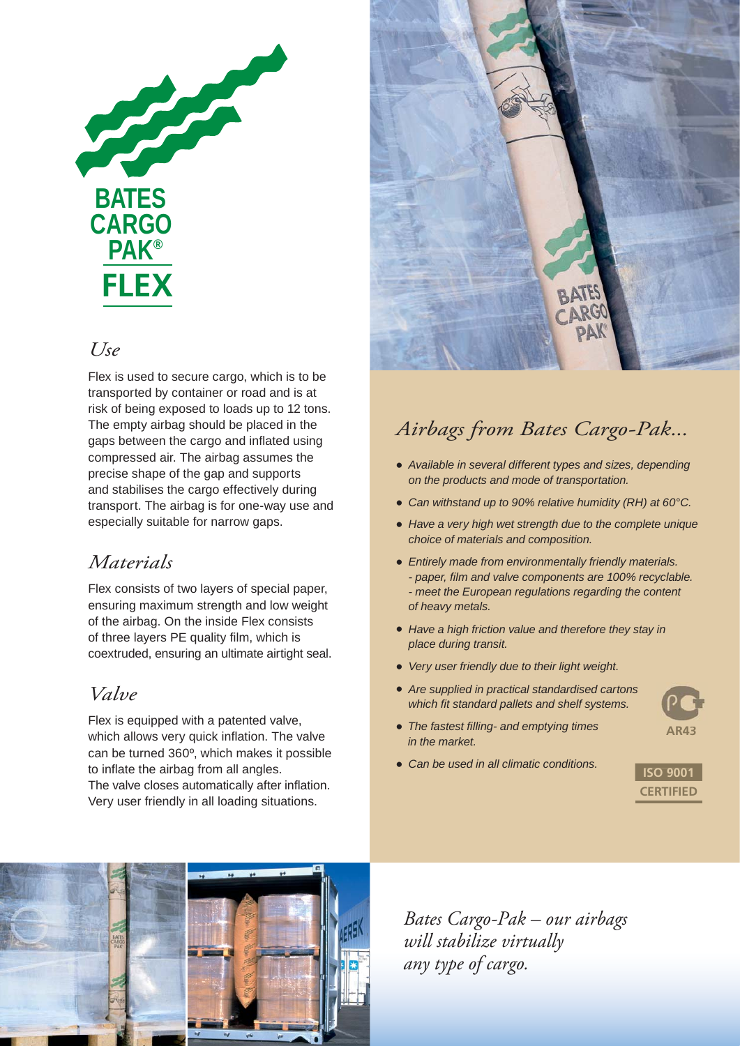# BATES CARGO PAK® FLEX

## Use

Flex is used to secure cargo, which is to be transported by container or road and is at risk of being exposed to loads up to 12 tons. The empty airbag should be placed in the gaps between the cargo and inflated using compressed air. The airbag assumes the precise shape of the gap and supports and stabilises the cargo effectively during transport. The airbag is for one-way use and especially suitable for narrow gaps.

## Materials

Flex consists of two layers of special paper, ensuring maximum strength and low weight of the airbag. On the inside Flex consists of three layers PE quality film, which is coextruded, ensuring an ultimate airtight seal.

## Valve

Flex is equipped with a patented valve, which allows very quick inflation. The valve can be turned 360º, which makes it possible to inflate the airbag from all angles.
The valve closes automatically after inflation. Very user friendly in all loading situations.

## Airbags from Bates Cargo-Pak...

- *Available in several different types and sizes, depending on the products and mode of transportation.*
- *Can withstand up to 90% relative humidity (RH) at 60°C.*
- *Have a very high wet strength due to the complete unique choice of materials and composition.*
- *Entirely made from environmentally friendly materials.*
  *- paper, film and valve components are 100% recyclable.*
  *- meet the European regulations regarding the content of heavy metals.*
- *Have a high friction value and therefore they stay in place during transit.*
- *Very user friendly due to their light weight.*
- *Are supplied in practical standardised cartons which fit standard pallets and shelf systems.*
- *The fastest filling- and emptying times in the market.*
- *Can be used in all climatic conditions.*

AR43

ISO 9001 CERTIFIED

*Bates Cargo-Pak – our airbags will stabilize virtually any type of cargo.*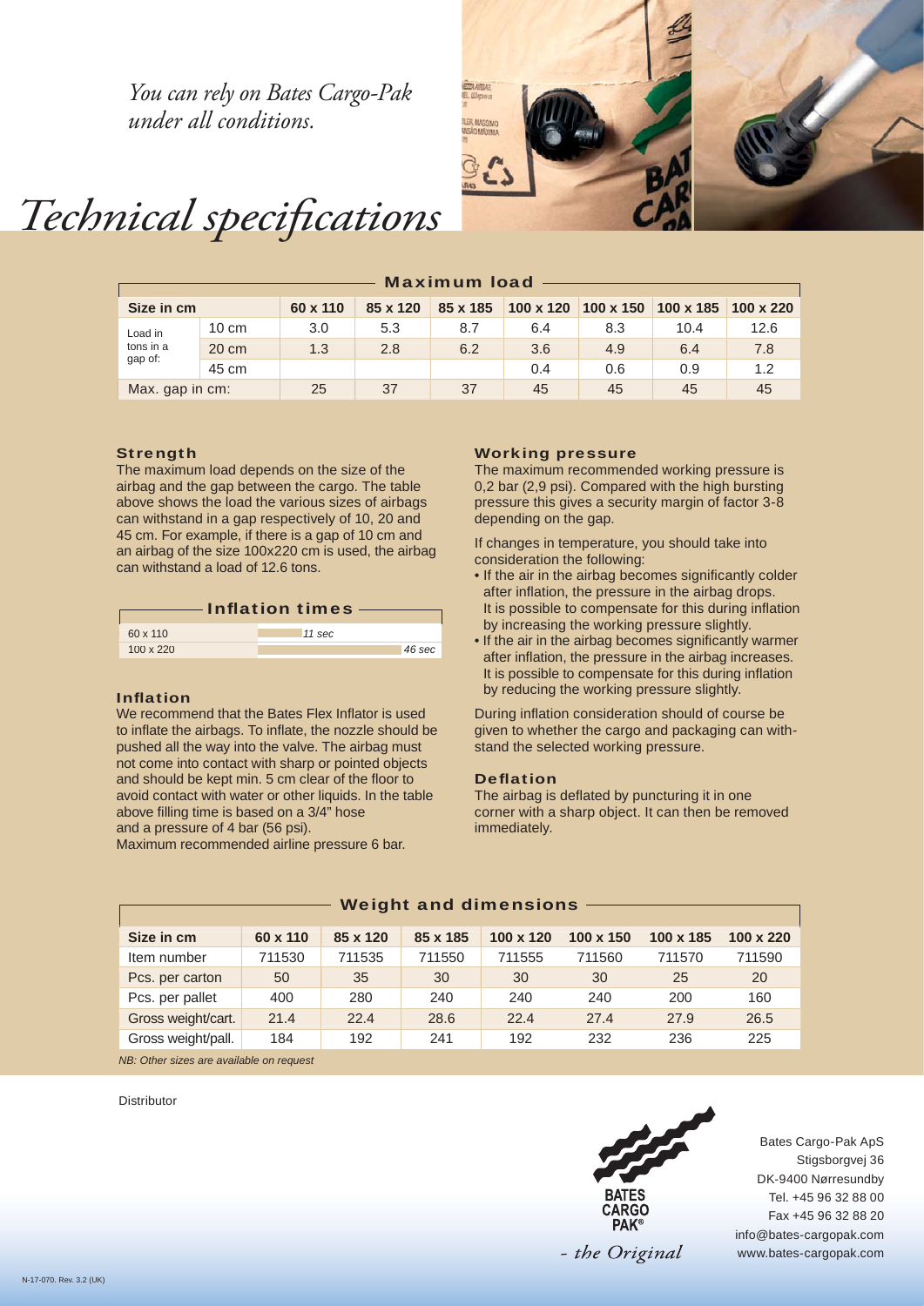*You can rely on Bates Cargo-Pak under all conditions.*

# Technical specifications

## Maximum load

| Size in cm | | 60 x 110 | 85 x 120 | 85 x 185 | 100 x 120 | 100 x 150 | 100 x 185 | 100 x 220 |
|---|---|---|---|---|---|---|---|---|
| Load in tons in a gap of: | 10 cm | 3.0 | 5.3 | 8.7 | 6.4 | 8.3 | 10.4 | 12.6 |
| | 20 cm | 1.3 | 2.8 | 6.2 | 3.6 | 4.9 | 6.4 | 7.8 |
| | 45 cm | | | | 0.4 | 0.6 | 0.9 | 1.2 |
| Max. gap in cm: | | 25 | 37 | 37 | 45 | 45 | 45 | 45 |

### Strength

The maximum load depends on the size of the airbag and the gap between the cargo. The table above shows the load the various sizes of airbags can withstand in a gap respectively of 10, 20 and 45 cm. For example, if there is a gap of 10 cm and an airbag of the size 100x220 cm is used, the airbag can withstand a load of 12.6 tons.

### Inflation times

60 x 110
11 sec
100 x 220
46 sec

### Inflation

We recommend that the Bates Flex Inflator is used to inflate the airbags. To inflate, the nozzle should be pushed all the way into the valve. The airbag must not come into contact with sharp or pointed objects and should be kept min. 5 cm clear of the floor to avoid contact with water or other liquids. In the table above filling time is based on a 3/4" hose and a pressure of 4 bar (56 psi).
Maximum recommended airline pressure 6 bar.

### Working pressure

The maximum recommended working pressure is 0,2 bar (2,9 psi). Compared with the high bursting pressure this gives a security margin of factor 3-8 depending on the gap.

If changes in temperature, you should take into consideration the following:

- If the air in the airbag becomes significantly colder after inflation, the pressure in the airbag drops. It is possible to compensate for this during inflation by increasing the working pressure slightly.
- If the air in the airbag becomes significantly warmer after inflation, the pressure in the airbag increases. It is possible to compensate for this during inflation by reducing the working pressure slightly.

During inflation consideration should of course be given to whether the cargo and packaging can withstand the selected working pressure.

### Deflation

The airbag is deflated by puncturing it in one corner with a sharp object. It can then be removed immediately.

## Weight and dimensions

| Size in cm | 60 x 110 | 85 x 120 | 85 x 185 | 100 x 120 | 100 x 150 | 100 x 185 | 100 x 220 |
|---|---|---|---|---|---|---|---|
| Item number | 711530 | 711535 | 711550 | 711555 | 711560 | 711570 | 711590 |
| Pcs. per carton | 50 | 35 | 30 | 30 | 30 | 25 | 20 |
| Pcs. per pallet | 400 | 280 | 240 | 240 | 240 | 200 | 160 |
| Gross weight/cart. | 21.4 | 22.4 | 28.6 | 22.4 | 27.4 | 27.9 | 26.5 |
| Gross weight/pall. | 184 | 192 | 241 | 192 | 232 | 236 | 225 |

*NB: Other sizes are available on request*

Distributor

BATES CARGO PAK®
*- the Original*

Bates Cargo-Pak ApS
Stigsborgvej 36
DK-9400 Nørresundby
Tel. +45 96 32 88 00
Fax +45 96 32 88 20
info@bates-cargopak.com
www.bates-cargopak.com

N-17-070. Rev. 3.2 (UK)